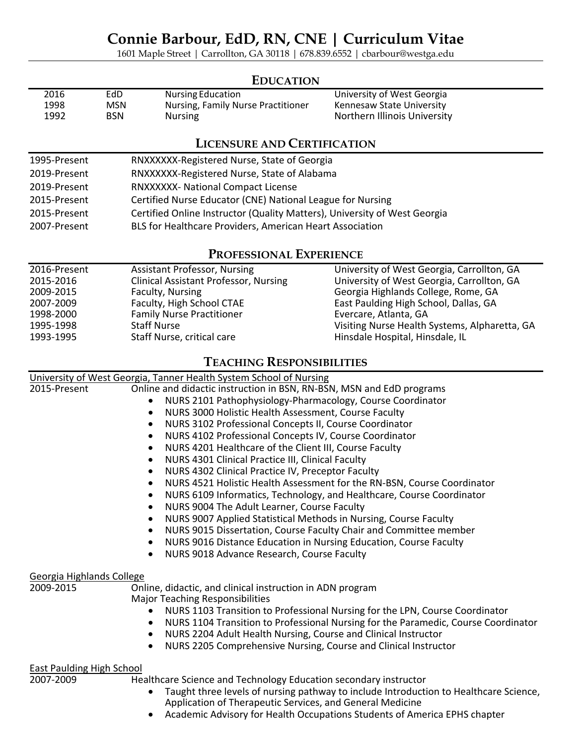# Connie Barbour, EdD, RN, CNE | Curriculum Vitae

1601 Maple Street | Carrollton, GA 30118 | 678.839.6552 | cbarbour@westga.edu

## Education

| | | | |
|---|---|---|---|
| 2016 | EdD | Nursing Education | University of West Georgia |
| 1998 | MSN | Nursing, Family Nurse Practitioner | Kennesaw State University |
| 1992 | BSN | Nursing | Northern Illinois University |

## Licensure and Certification

| | |
|---|---|
| 1995-Present | RNXXXXXX-Registered Nurse, State of Georgia |
| 2019-Present | RNXXXXXX-Registered Nurse, State of Alabama |
| 2019-Present | RNXXXXXX- National Compact License |
| 2015-Present | Certified Nurse Educator (CNE) National League for Nursing |
| 2015-Present | Certified Online Instructor (Quality Matters), University of West Georgia |
| 2007-Present | BLS for Healthcare Providers, American Heart Association |

## Professional Experience

| | | |
|---|---|---|
| 2016-Present | Assistant Professor, Nursing | University of West Georgia, Carrollton, GA |
| 2015-2016 | Clinical Assistant Professor, Nursing | University of West Georgia, Carrollton, GA |
| 2009-2015 | Faculty, Nursing | Georgia Highlands College, Rome, GA |
| 2007-2009 | Faculty, High School CTAE | East Paulding High School, Dallas, GA |
| 1998-2000 | Family Nurse Practitioner | Evercare, Atlanta, GA |
| 1995-1998 | Staff Nurse | Visiting Nurse Health Systems, Alpharetta, GA |
| 1993-1995 | Staff Nurse, critical care | Hinsdale Hospital, Hinsdale, IL |

## Teaching Responsibilities

University of West Georgia, Tanner Health System School of Nursing

2015-Present — Online and didactic instruction in BSN, RN-BSN, MSN and EdD programs

- NURS 2101 Pathophysiology-Pharmacology, Course Coordinator
- NURS 3000 Holistic Health Assessment, Course Faculty
- NURS 3102 Professional Concepts II, Course Coordinator
- NURS 4102 Professional Concepts IV, Course Coordinator
- NURS 4201 Healthcare of the Client III, Course Faculty
- NURS 4301 Clinical Practice III, Clinical Faculty
- NURS 4302 Clinical Practice IV, Preceptor Faculty
- NURS 4521 Holistic Health Assessment for the RN-BSN, Course Coordinator
- NURS 6109 Informatics, Technology, and Healthcare, Course Coordinator
- NURS 9004 The Adult Learner, Course Faculty
- NURS 9007 Applied Statistical Methods in Nursing, Course Faculty
- NURS 9015 Dissertation, Course Faculty Chair and Committee member
- NURS 9016 Distance Education in Nursing Education, Course Faculty
- NURS 9018 Advance Research, Course Faculty

Georgia Highlands College

2009-2015 — Online, didactic, and clinical instruction in ADN program

Major Teaching Responsibilities

- NURS 1103 Transition to Professional Nursing for the LPN, Course Coordinator
- NURS 1104 Transition to Professional Nursing for the Paramedic, Course Coordinator
- NURS 2204 Adult Health Nursing, Course and Clinical Instructor
- NURS 2205 Comprehensive Nursing, Course and Clinical Instructor

East Paulding High School

2007-2009 — Healthcare Science and Technology Education secondary instructor

- Taught three levels of nursing pathway to include Introduction to Healthcare Science, Application of Therapeutic Services, and General Medicine
- Academic Advisory for Health Occupations Students of America EPHS chapter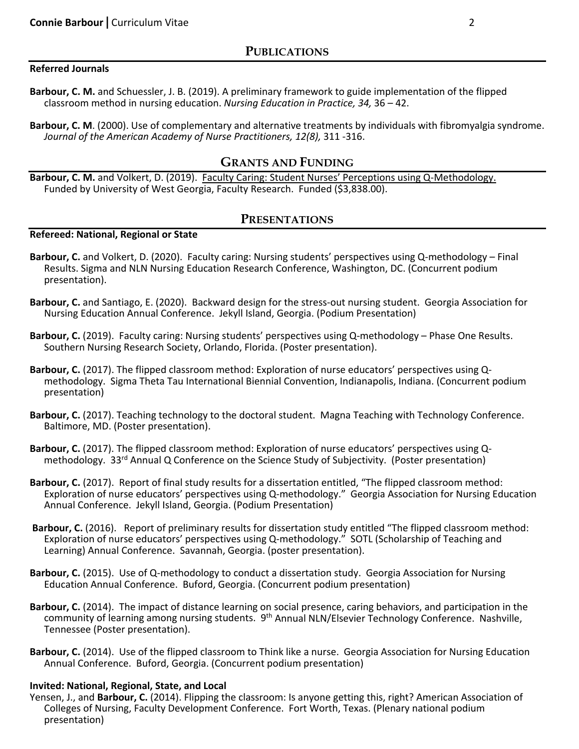## Publications

### Referred Journals

**Barbour, C. M.** and Schuessler, J. B. (2019). A preliminary framework to guide implementation of the flipped classroom method in nursing education. *Nursing Education in Practice, 34,* 36 – 42.

**Barbour, C. M**. (2000). Use of complementary and alternative treatments by individuals with fibromyalgia syndrome. *Journal of the American Academy of Nurse Practitioners, 12(8),* 311 -316.

## Grants and Funding

**Barbour, C. M.** and Volkert, D. (2019). Faculty Caring: Student Nurses' Perceptions using Q-Methodology. Funded by University of West Georgia, Faculty Research. Funded ($3,838.00).

## Presentations

### Refereed: National, Regional or State

**Barbour, C.** and Volkert, D. (2020). Faculty caring: Nursing students' perspectives using Q-methodology – Final Results. Sigma and NLN Nursing Education Research Conference, Washington, DC. (Concurrent podium presentation).

**Barbour, C.** and Santiago, E. (2020). Backward design for the stress-out nursing student. Georgia Association for Nursing Education Annual Conference. Jekyll Island, Georgia. (Podium Presentation)

**Barbour, C.** (2019). Faculty caring: Nursing students' perspectives using Q-methodology – Phase One Results. Southern Nursing Research Society, Orlando, Florida. (Poster presentation).

**Barbour, C.** (2017). The flipped classroom method: Exploration of nurse educators' perspectives using Q-methodology. Sigma Theta Tau International Biennial Convention, Indianapolis, Indiana. (Concurrent podium presentation)

**Barbour, C.** (2017). Teaching technology to the doctoral student. Magna Teaching with Technology Conference. Baltimore, MD. (Poster presentation).

**Barbour, C.** (2017). The flipped classroom method: Exploration of nurse educators' perspectives using Q-methodology. 33rd Annual Q Conference on the Science Study of Subjectivity. (Poster presentation)

**Barbour, C.** (2017). Report of final study results for a dissertation entitled, "The flipped classroom method: Exploration of nurse educators' perspectives using Q-methodology." Georgia Association for Nursing Education Annual Conference. Jekyll Island, Georgia. (Podium Presentation)

**Barbour, C.** (2016). Report of preliminary results for dissertation study entitled "The flipped classroom method: Exploration of nurse educators' perspectives using Q-methodology." SOTL (Scholarship of Teaching and Learning) Annual Conference. Savannah, Georgia. (poster presentation).

**Barbour, C.** (2015). Use of Q-methodology to conduct a dissertation study. Georgia Association for Nursing Education Annual Conference. Buford, Georgia. (Concurrent podium presentation)

**Barbour, C.** (2014). The impact of distance learning on social presence, caring behaviors, and participation in the community of learning among nursing students. 9th Annual NLN/Elsevier Technology Conference. Nashville, Tennessee (Poster presentation).

**Barbour, C.** (2014). Use of the flipped classroom to Think like a nurse. Georgia Association for Nursing Education Annual Conference. Buford, Georgia. (Concurrent podium presentation)

### Invited: National, Regional, State, and Local

Yensen, J., and **Barbour, C.** (2014). Flipping the classroom: Is anyone getting this, right? American Association of Colleges of Nursing, Faculty Development Conference. Fort Worth, Texas. (Plenary national podium presentation)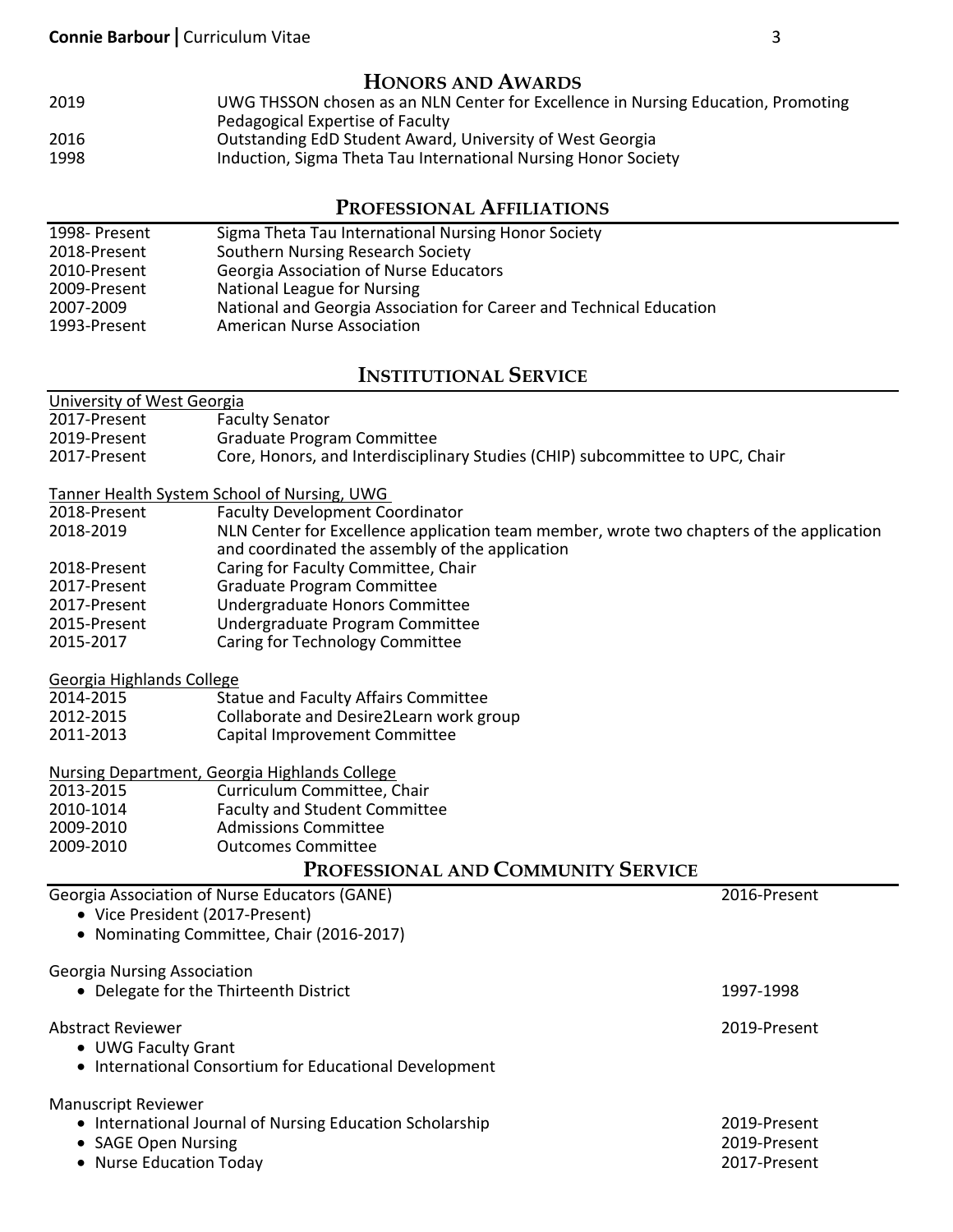## Honors and Awards

| | |
|---|---|
| 2019 | UWG THSSON chosen as an NLN Center for Excellence in Nursing Education, Promoting Pedagogical Expertise of Faculty |
| 2016 | Outstanding EdD Student Award, University of West Georgia |
| 1998 | Induction, Sigma Theta Tau International Nursing Honor Society |

## Professional Affiliations

| | |
|---|---|
| 1998- Present | Sigma Theta Tau International Nursing Honor Society |
| 2018-Present | Southern Nursing Research Society |
| 2010-Present | Georgia Association of Nurse Educators |
| 2009-Present | National League for Nursing |
| 2007-2009 | National and Georgia Association for Career and Technical Education |
| 1993-Present | American Nurse Association |

## Institutional Service

University of West Georgia

| | |
|---|---|
| 2017-Present | Faculty Senator |
| 2019-Present | Graduate Program Committee |
| 2017-Present | Core, Honors, and Interdisciplinary Studies (CHIP) subcommittee to UPC, Chair |

Tanner Health System School of Nursing, UWG

| | |
|---|---|
| 2018-Present | Faculty Development Coordinator |
| 2018-2019 | NLN Center for Excellence application team member, wrote two chapters of the application and coordinated the assembly of the application |
| 2018-Present | Caring for Faculty Committee, Chair |
| 2017-Present | Graduate Program Committee |
| 2017-Present | Undergraduate Honors Committee |
| 2015-Present | Undergraduate Program Committee |
| 2015-2017 | Caring for Technology Committee |

Georgia Highlands College

| | |
|---|---|
| 2014-2015 | Statue and Faculty Affairs Committee |
| 2012-2015 | Collaborate and Desire2Learn work group |
| 2011-2013 | Capital Improvement Committee |

Nursing Department, Georgia Highlands College

| | |
|---|---|
| 2013-2015 | Curriculum Committee, Chair |
| 2010-1014 | Faculty and Student Committee |
| 2009-2010 | Admissions Committee |
| 2009-2010 | Outcomes Committee |

## Professional and Community Service

Georgia Association of Nurse Educators (GANE) — 2016-Present
- Vice President (2017-Present)
- Nominating Committee, Chair (2016-2017)

Georgia Nursing Association
- Delegate for the Thirteenth District — 1997-1998

Abstract Reviewer — 2019-Present
- UWG Faculty Grant
- International Consortium for Educational Development

Manuscript Reviewer
- International Journal of Nursing Education Scholarship — 2019-Present
- SAGE Open Nursing — 2019-Present
- Nurse Education Today — 2017-Present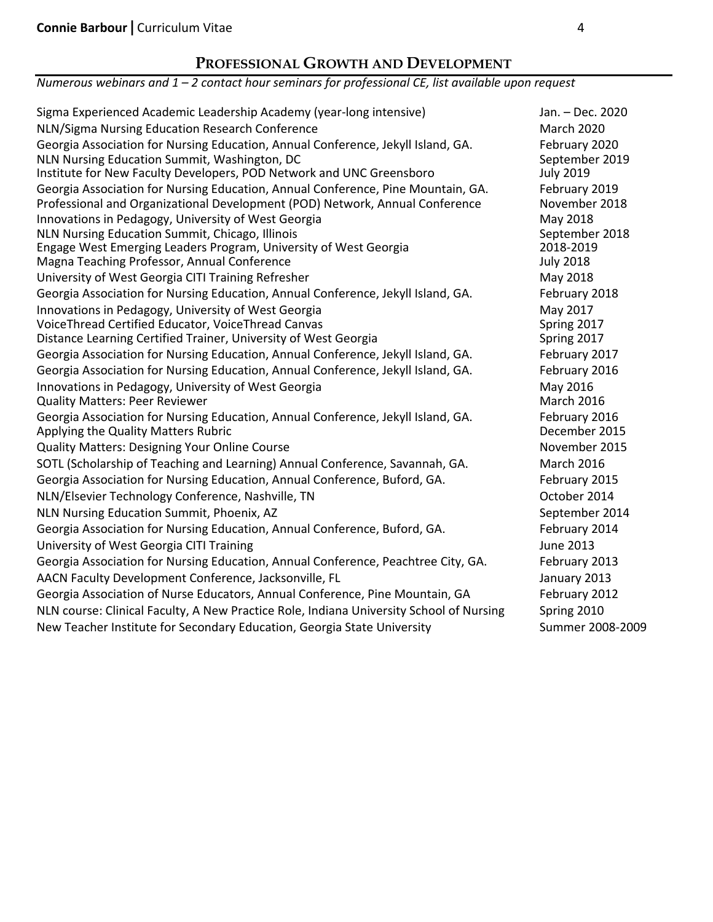## Professional Growth and Development

*Numerous webinars and 1 – 2 contact hour seminars for professional CE, list available upon request*

| | |
|---|---|
| Sigma Experienced Academic Leadership Academy (year-long intensive) | Jan. – Dec. 2020 |
| NLN/Sigma Nursing Education Research Conference | March 2020 |
| Georgia Association for Nursing Education, Annual Conference, Jekyll Island, GA. | February 2020 |
| NLN Nursing Education Summit, Washington, DC | September 2019 |
| Institute for New Faculty Developers, POD Network and UNC Greensboro | July 2019 |
| Georgia Association for Nursing Education, Annual Conference, Pine Mountain, GA. | February 2019 |
| Professional and Organizational Development (POD) Network, Annual Conference | November 2018 |
| Innovations in Pedagogy, University of West Georgia | May 2018 |
| NLN Nursing Education Summit, Chicago, Illinois | September 2018 |
| Engage West Emerging Leaders Program, University of West Georgia | 2018-2019 |
| Magna Teaching Professor, Annual Conference | July 2018 |
| University of West Georgia CITI Training Refresher | May 2018 |
| Georgia Association for Nursing Education, Annual Conference, Jekyll Island, GA. | February 2018 |
| Innovations in Pedagogy, University of West Georgia | May 2017 |
| VoiceThread Certified Educator, VoiceThread Canvas | Spring 2017 |
| Distance Learning Certified Trainer, University of West Georgia | Spring 2017 |
| Georgia Association for Nursing Education, Annual Conference, Jekyll Island, GA. | February 2017 |
| Georgia Association for Nursing Education, Annual Conference, Jekyll Island, GA. | February 2016 |
| Innovations in Pedagogy, University of West Georgia | May 2016 |
| Quality Matters: Peer Reviewer | March 2016 |
| Georgia Association for Nursing Education, Annual Conference, Jekyll Island, GA. | February 2016 |
| Applying the Quality Matters Rubric | December 2015 |
| Quality Matters: Designing Your Online Course | November 2015 |
| SOTL (Scholarship of Teaching and Learning) Annual Conference, Savannah, GA. | March 2016 |
| Georgia Association for Nursing Education, Annual Conference, Buford, GA. | February 2015 |
| NLN/Elsevier Technology Conference, Nashville, TN | October 2014 |
| NLN Nursing Education Summit, Phoenix, AZ | September 2014 |
| Georgia Association for Nursing Education, Annual Conference, Buford, GA. | February 2014 |
| University of West Georgia CITI Training | June 2013 |
| Georgia Association for Nursing Education, Annual Conference, Peachtree City, GA. | February 2013 |
| AACN Faculty Development Conference, Jacksonville, FL | January 2013 |
| Georgia Association of Nurse Educators, Annual Conference, Pine Mountain, GA | February 2012 |
| NLN course: Clinical Faculty, A New Practice Role, Indiana University School of Nursing | Spring 2010 |
| New Teacher Institute for Secondary Education, Georgia State University | Summer 2008-2009 |